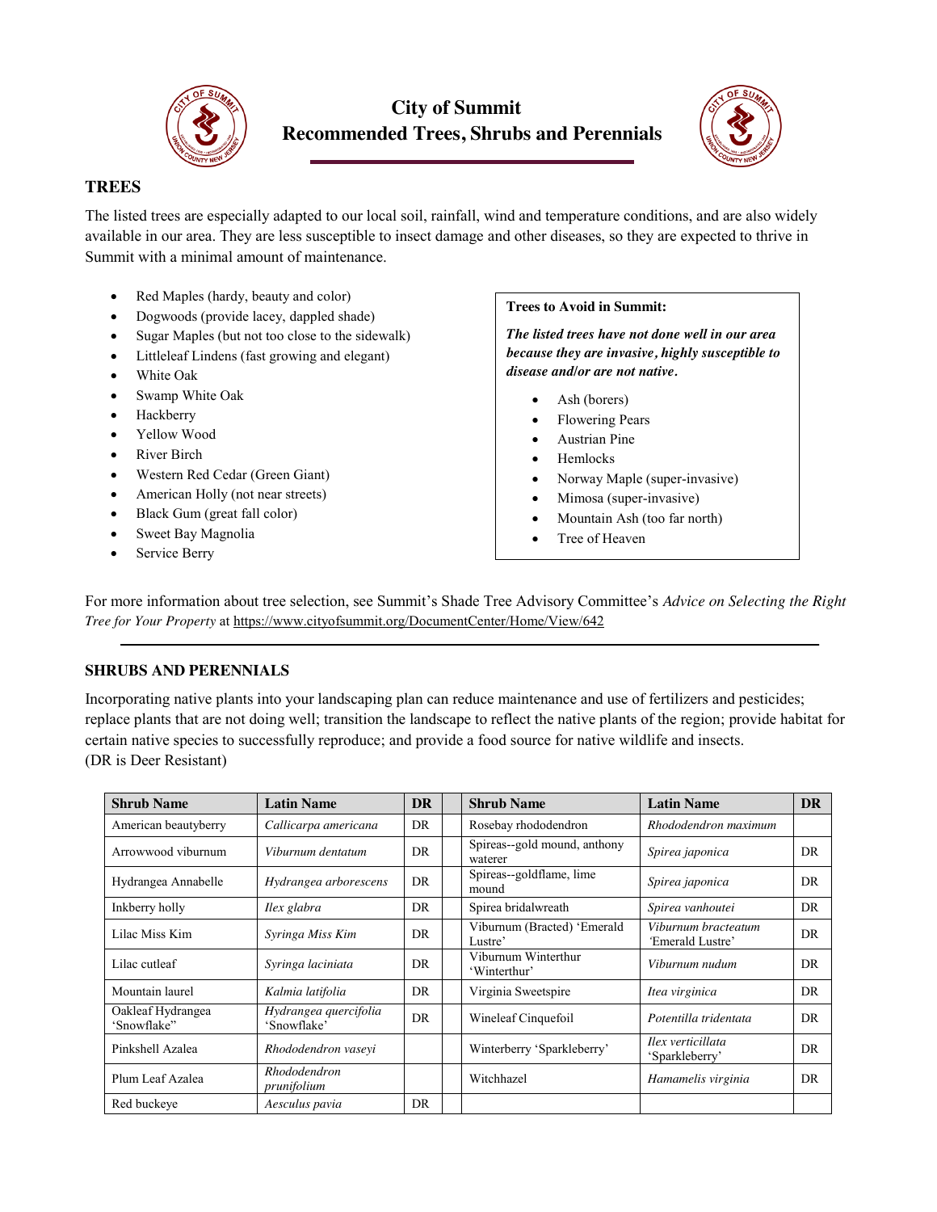# City of Summit
# Recommended Trees, Shrubs and Perennials

## TREES

The listed trees are especially adapted to our local soil, rainfall, wind and temperature conditions, and are also widely available in our area. They are less susceptible to insect damage and other diseases, so they are expected to thrive in Summit with a minimal amount of maintenance.

- Red Maples (hardy, beauty and color)
- Dogwoods (provide lacey, dappled shade)
- Sugar Maples (but not too close to the sidewalk)
- Littleleaf Lindens (fast growing and elegant)
- White Oak
- Swamp White Oak
- Hackberry
- Yellow Wood
- River Birch
- Western Red Cedar (Green Giant)
- American Holly (not near streets)
- Black Gum (great fall color)
- Sweet Bay Magnolia
- Service Berry

**Trees to Avoid in Summit:**

***The listed trees have not done well in our area because they are invasive, highly susceptible to disease and/or are not native.***

- Ash (borers)
- Flowering Pears
- Austrian Pine
- Hemlocks
- Norway Maple (super-invasive)
- Mimosa (super-invasive)
- Mountain Ash (too far north)
- Tree of Heaven

For more information about tree selection, see Summit's Shade Tree Advisory Committee's *Advice on Selecting the Right Tree for Your Property* at https://www.cityofsummit.org/DocumentCenter/Home/View/642

---

## SHRUBS AND PERENNIALS

Incorporating native plants into your landscaping plan can reduce maintenance and use of fertilizers and pesticides; replace plants that are not doing well; transition the landscape to reflect the native plants of the region; provide habitat for certain native species to successfully reproduce; and provide a food source for native wildlife and insects.
(DR is Deer Resistant)

| Shrub Name | Latin Name | DR | | Shrub Name | Latin Name | DR |
|---|---|---|---|---|---|---|
| American beautyberry | *Callicarpa americana* | DR | | Rosebay rhododendron | *Rhododendron maximum* | |
| Arrowwood viburnum | *Viburnum dentatum* | DR | | Spireas--gold mound, anthony waterer | *Spirea japonica* | DR |
| Hydrangea Annabelle | *Hydrangea arborescens* | DR | | Spireas--goldflame, lime mound | *Spirea japonica* | DR |
| Inkberry holly | *Ilex glabra* | DR | | Spirea bridalwreath | *Spirea vanhoutei* | DR |
| Lilac Miss Kim | *Syringa Miss Kim* | DR | | Viburnum (Bracted) 'Emerald Lustre' | *Viburnum bracteatum* 'Emerald Lustre' | DR |
| Lilac cutleaf | *Syringa laciniata* | DR | | Viburnum Winterthur 'Winterthur' | *Viburnum nudum* | DR |
| Mountain laurel | *Kalmia latifolia* | DR | | Virginia Sweetspire | *Itea virginica* | DR |
| Oakleaf Hydrangea 'Snowflake" | *Hydrangea quercifolia* 'Snowflake' | DR | | Wineleaf Cinquefoil | *Potentilla tridentata* | DR |
| Pinkshell Azalea | *Rhododendron vaseyi* | | | Winterberry 'Sparkleberry' | *Ilex verticillata* 'Sparkleberry' | DR |
| Plum Leaf Azalea | *Rhododendron prunifolium* | | | Witchhazel | *Hamamelis virginia* | DR |
| Red buckeye | *Aesculus pavia* | DR | | | | |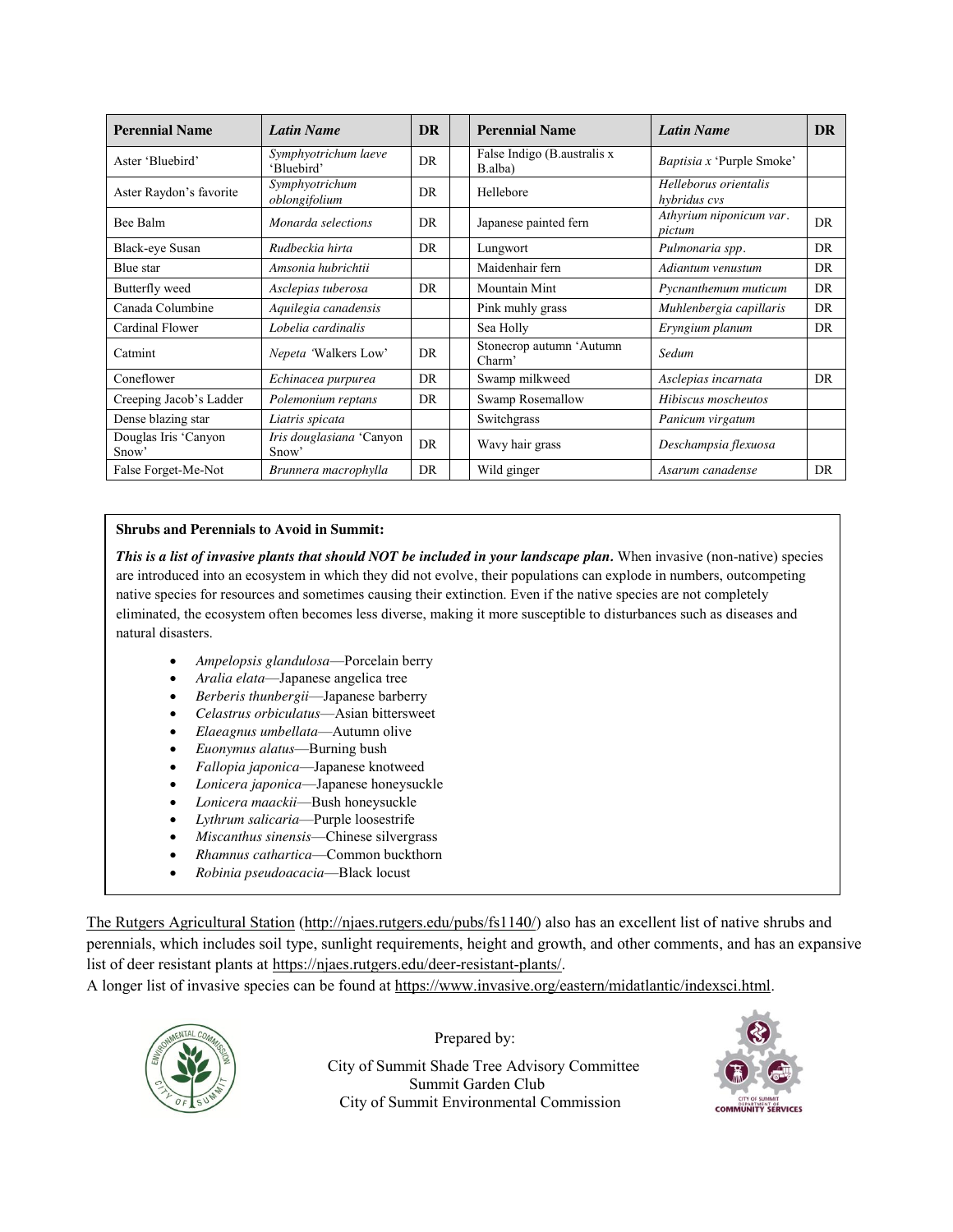| Perennial Name | *Latin Name* | DR | | Perennial Name | *Latin Name* | DR |
|---|---|---|---|---|---|---|
| Aster 'Bluebird' | *Symphyotrichum laeve* 'Bluebird' | DR | | False Indigo (B.australis x B.alba) | *Baptisia x* 'Purple Smoke' | |
| Aster Raydon's favorite | *Symphyotrichum oblongifolium* | DR | | Hellebore | *Helleborus orientalis hybridus cvs* | |
| Bee Balm | *Monarda selections* | DR | | Japanese painted fern | *Athyrium niponicum var. pictum* | DR |
| Black-eye Susan | *Rudbeckia hirta* | DR | | Lungwort | *Pulmonaria spp.* | DR |
| Blue star | *Amsonia hubrichtii* | | | Maidenhair fern | *Adiantum venustum* | DR |
| Butterfly weed | *Asclepias tuberosa* | DR | | Mountain Mint | *Pycnanthemum muticum* | DR |
| Canada Columbine | *Aquilegia canadensis* | | | Pink muhly grass | *Muhlenbergia capillaris* | DR |
| Cardinal Flower | *Lobelia cardinalis* | | | Sea Holly | *Eryngium planum* | DR |
| Catmint | *Nepeta* 'Walkers Low' | DR | | Stonecrop autumn 'Autumn Charm' | *Sedum* | |
| Coneflower | *Echinacea purpurea* | DR | | Swamp milkweed | *Asclepias incarnata* | DR |
| Creeping Jacob's Ladder | *Polemonium reptans* | DR | | Swamp Rosemallow | *Hibiscus moscheutos* | |
| Dense blazing star | *Liatris spicata* | | | Switchgrass | *Panicum virgatum* | |
| Douglas Iris 'Canyon Snow' | *Iris douglasiana* 'Canyon Snow' | DR | | Wavy hair grass | *Deschampsia flexuosa* | |
| False Forget-Me-Not | *Brunnera macrophylla* | DR | | Wild ginger | *Asarum canadense* | DR |

**Shrubs and Perennials to Avoid in Summit:**

***This is a list of invasive plants that should NOT be included in your landscape plan.*** When invasive (non-native) species are introduced into an ecosystem in which they did not evolve, their populations can explode in numbers, outcompeting native species for resources and sometimes causing their extinction. Even if the native species are not completely eliminated, the ecosystem often becomes less diverse, making it more susceptible to disturbances such as diseases and natural disasters.

- *Ampelopsis glandulosa*—Porcelain berry
- *Aralia elata*—Japanese angelica tree
- *Berberis thunbergii*—Japanese barberry
- *Celastrus orbiculatus*—Asian bittersweet
- *Elaeagnus umbellata*—Autumn olive
- *Euonymus alatus*—Burning bush
- *Fallopia japonica*—Japanese knotweed
- *Lonicera japonica*—Japanese honeysuckle
- *Lonicera maackii*—Bush honeysuckle
- *Lythrum salicaria*—Purple loosestrife
- *Miscanthus sinensis*—Chinese silvergrass
- *Rhamnus cathartica*—Common buckthorn
- *Robinia pseudoacacia*—Black locust

The Rutgers Agricultural Station (http://njaes.rutgers.edu/pubs/fs1140/) also has an excellent list of native shrubs and perennials, which includes soil type, sunlight requirements, height and growth, and other comments, and has an expansive list of deer resistant plants at https://njaes.rutgers.edu/deer-resistant-plants/.
A longer list of invasive species can be found at https://www.invasive.org/eastern/midatlantic/indexsci.html.

Prepared by:

City of Summit Shade Tree Advisory Committee
Summit Garden Club
City of Summit Environmental Commission